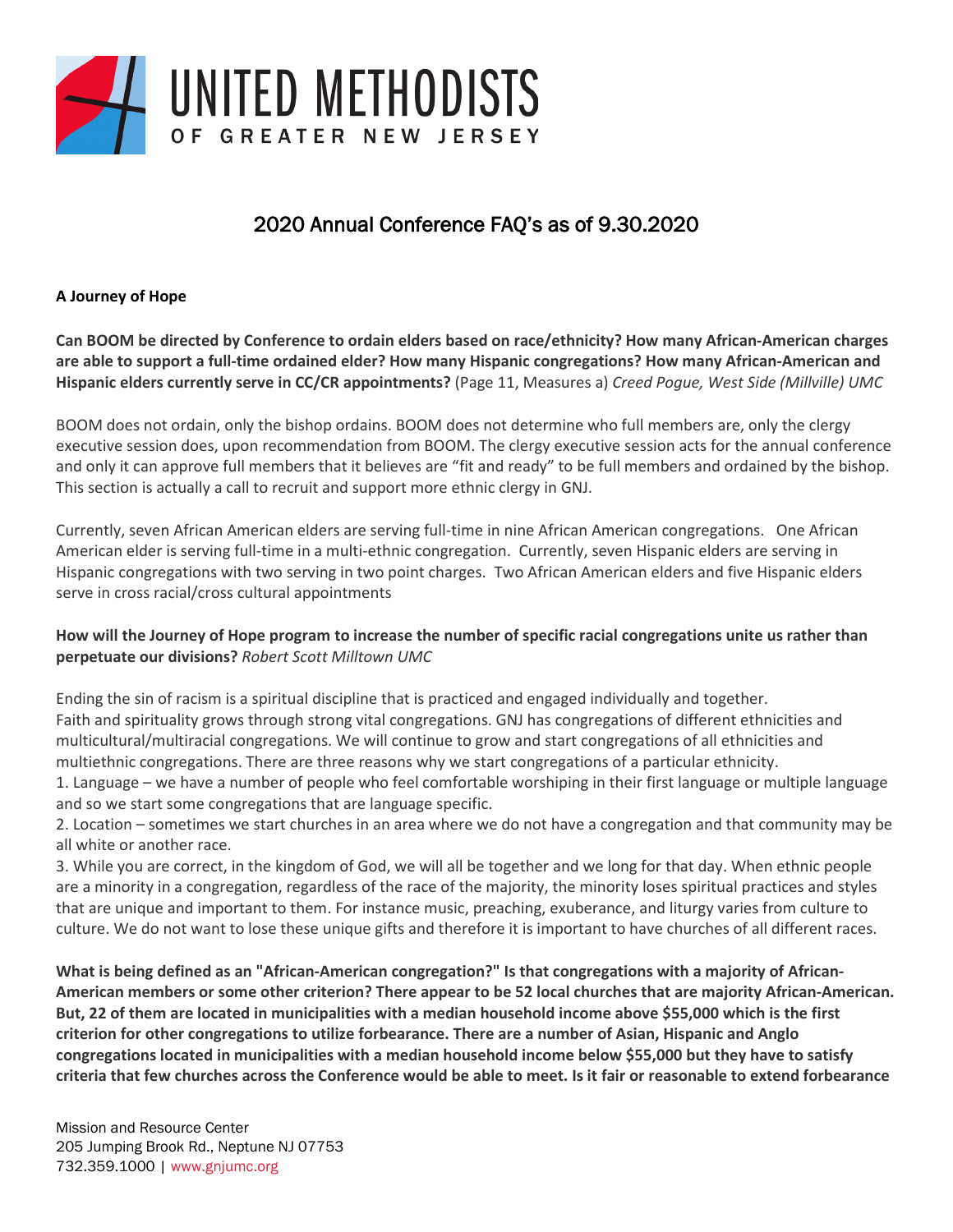# UNITED METHODISTS OF GREATER NEW JERSEY

## 2020 Annual Conference FAQ's as of 9.30.2020

**A Journey of Hope**

**Can BOOM be directed by Conference to ordain elders based on race/ethnicity? How many African-American charges are able to support a full-time ordained elder? How many Hispanic congregations? How many African-American and Hispanic elders currently serve in CC/CR appointments?** (Page 11, Measures a) *Creed Pogue, West Side (Millville) UMC*

BOOM does not ordain, only the bishop ordains. BOOM does not determine who full members are, only the clergy executive session does, upon recommendation from BOOM. The clergy executive session acts for the annual conference and only it can approve full members that it believes are "fit and ready" to be full members and ordained by the bishop. This section is actually a call to recruit and support more ethnic clergy in GNJ.

Currently, seven African American elders are serving full-time in nine African American congregations. One African American elder is serving full-time in a multi-ethnic congregation. Currently, seven Hispanic elders are serving in Hispanic congregations with two serving in two point charges. Two African American elders and five Hispanic elders serve in cross racial/cross cultural appointments

**How will the Journey of Hope program to increase the number of specific racial congregations unite us rather than perpetuate our divisions?** *Robert Scott Milltown UMC*

Ending the sin of racism is a spiritual discipline that is practiced and engaged individually and together.
Faith and spirituality grows through strong vital congregations. GNJ has congregations of different ethnicities and multicultural/multiracial congregations. We will continue to grow and start congregations of all ethnicities and multiethnic congregations. There are three reasons why we start congregations of a particular ethnicity.

1. Language – we have a number of people who feel comfortable worshiping in their first language or multiple language and so we start some congregations that are language specific.
2. Location – sometimes we start churches in an area where we do not have a congregation and that community may be all white or another race.
3. While you are correct, in the kingdom of God, we will all be together and we long for that day. When ethnic people are a minority in a congregation, regardless of the race of the majority, the minority loses spiritual practices and styles that are unique and important to them. For instance music, preaching, exuberance, and liturgy varies from culture to culture. We do not want to lose these unique gifts and therefore it is important to have churches of all different races.

**What is being defined as an "African-American congregation?" Is that congregations with a majority of African-American members or some other criterion? There appear to be 52 local churches that are majority African-American. But, 22 of them are located in municipalities with a median household income above $55,000 which is the first criterion for other congregations to utilize forbearance. There are a number of Asian, Hispanic and Anglo congregations located in municipalities with a median household income below $55,000 but they have to satisfy criteria that few churches across the Conference would be able to meet. Is it fair or reasonable to extend forbearance**

Mission and Resource Center
205 Jumping Brook Rd., Neptune NJ 07753
732.359.1000 | www.gnjumc.org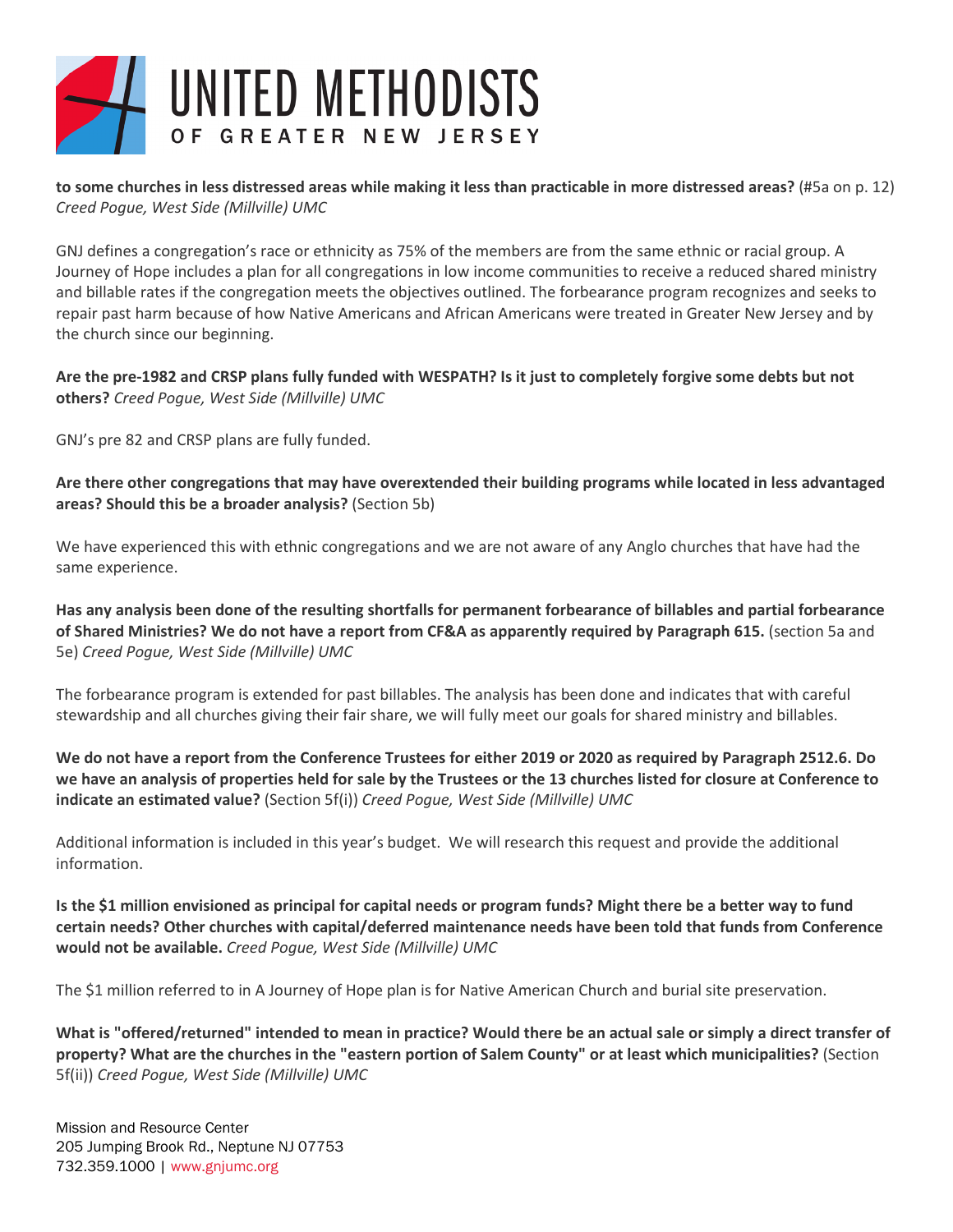**to some churches in less distressed areas while making it less than practicable in more distressed areas?** (#5a on p. 12) *Creed Pogue, West Side (Millville) UMC*

GNJ defines a congregation's race or ethnicity as 75% of the members are from the same ethnic or racial group. A Journey of Hope includes a plan for all congregations in low income communities to receive a reduced shared ministry and billable rates if the congregation meets the objectives outlined. The forbearance program recognizes and seeks to repair past harm because of how Native Americans and African Americans were treated in Greater New Jersey and by the church since our beginning.

**Are the pre-1982 and CRSP plans fully funded with WESPATH? Is it just to completely forgive some debts but not others?** *Creed Pogue, West Side (Millville) UMC*

GNJ's pre 82 and CRSP plans are fully funded.

**Are there other congregations that may have overextended their building programs while located in less advantaged areas? Should this be a broader analysis?** (Section 5b)

We have experienced this with ethnic congregations and we are not aware of any Anglo churches that have had the same experience.

**Has any analysis been done of the resulting shortfalls for permanent forbearance of billables and partial forbearance of Shared Ministries? We do not have a report from CF&A as apparently required by Paragraph 615.** (section 5a and 5e) *Creed Pogue, West Side (Millville) UMC*

The forbearance program is extended for past billables. The analysis has been done and indicates that with careful stewardship and all churches giving their fair share, we will fully meet our goals for shared ministry and billables.

**We do not have a report from the Conference Trustees for either 2019 or 2020 as required by Paragraph 2512.6. Do we have an analysis of properties held for sale by the Trustees or the 13 churches listed for closure at Conference to indicate an estimated value?** (Section 5f(i)) *Creed Pogue, West Side (Millville) UMC*

Additional information is included in this year's budget. We will research this request and provide the additional information.

**Is the $1 million envisioned as principal for capital needs or program funds? Might there be a better way to fund certain needs? Other churches with capital/deferred maintenance needs have been told that funds from Conference would not be available.** *Creed Pogue, West Side (Millville) UMC*

The $1 million referred to in A Journey of Hope plan is for Native American Church and burial site preservation.

**What is "offered/returned" intended to mean in practice? Would there be an actual sale or simply a direct transfer of property? What are the churches in the "eastern portion of Salem County" or at least which municipalities?** (Section 5f(ii)) *Creed Pogue, West Side (Millville) UMC*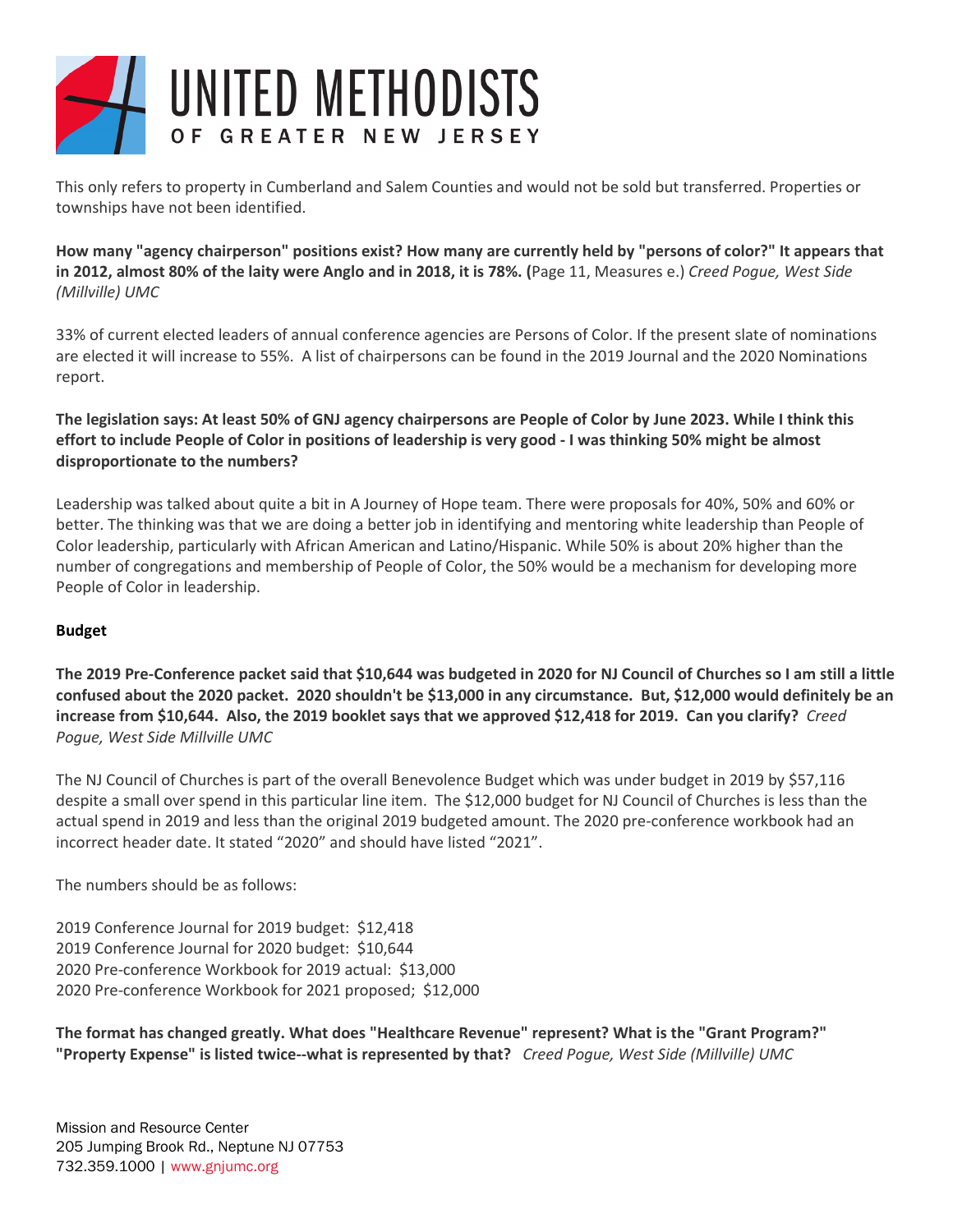This only refers to property in Cumberland and Salem Counties and would not be sold but transferred. Properties or townships have not been identified.

**How many "agency chairperson" positions exist? How many are currently held by "persons of color?" It appears that in 2012, almost 80% of the laity were Anglo and in 2018, it is 78%. (**Page 11, Measures e.) *Creed Pogue, West Side (Millville) UMC*

33% of current elected leaders of annual conference agencies are Persons of Color. If the present slate of nominations are elected it will increase to 55%. A list of chairpersons can be found in the 2019 Journal and the 2020 Nominations report.

**The legislation says: At least 50% of GNJ agency chairpersons are People of Color by June 2023. While I think this effort to include People of Color in positions of leadership is very good - I was thinking 50% might be almost disproportionate to the numbers?**

Leadership was talked about quite a bit in A Journey of Hope team. There were proposals for 40%, 50% and 60% or better. The thinking was that we are doing a better job in identifying and mentoring white leadership than People of Color leadership, particularly with African American and Latino/Hispanic. While 50% is about 20% higher than the number of congregations and membership of People of Color, the 50% would be a mechanism for developing more People of Color in leadership.

**Budget**

**The 2019 Pre-Conference packet said that $10,644 was budgeted in 2020 for NJ Council of Churches so I am still a little confused about the 2020 packet. 2020 shouldn't be $13,000 in any circumstance. But, $12,000 would definitely be an increase from $10,644. Also, the 2019 booklet says that we approved $12,418 for 2019. Can you clarify?** *Creed Pogue, West Side Millville UMC*

The NJ Council of Churches is part of the overall Benevolence Budget which was under budget in 2019 by $57,116 despite a small over spend in this particular line item. The $12,000 budget for NJ Council of Churches is less than the actual spend in 2019 and less than the original 2019 budgeted amount. The 2020 pre-conference workbook had an incorrect header date. It stated "2020" and should have listed "2021".

The numbers should be as follows:

2019 Conference Journal for 2019 budget: $12,418
2019 Conference Journal for 2020 budget: $10,644
2020 Pre-conference Workbook for 2019 actual: $13,000
2020 Pre-conference Workbook for 2021 proposed; $12,000

**The format has changed greatly. What does "Healthcare Revenue" represent? What is the "Grant Program?" "Property Expense" is listed twice--what is represented by that?** *Creed Pogue, West Side (Millville) UMC*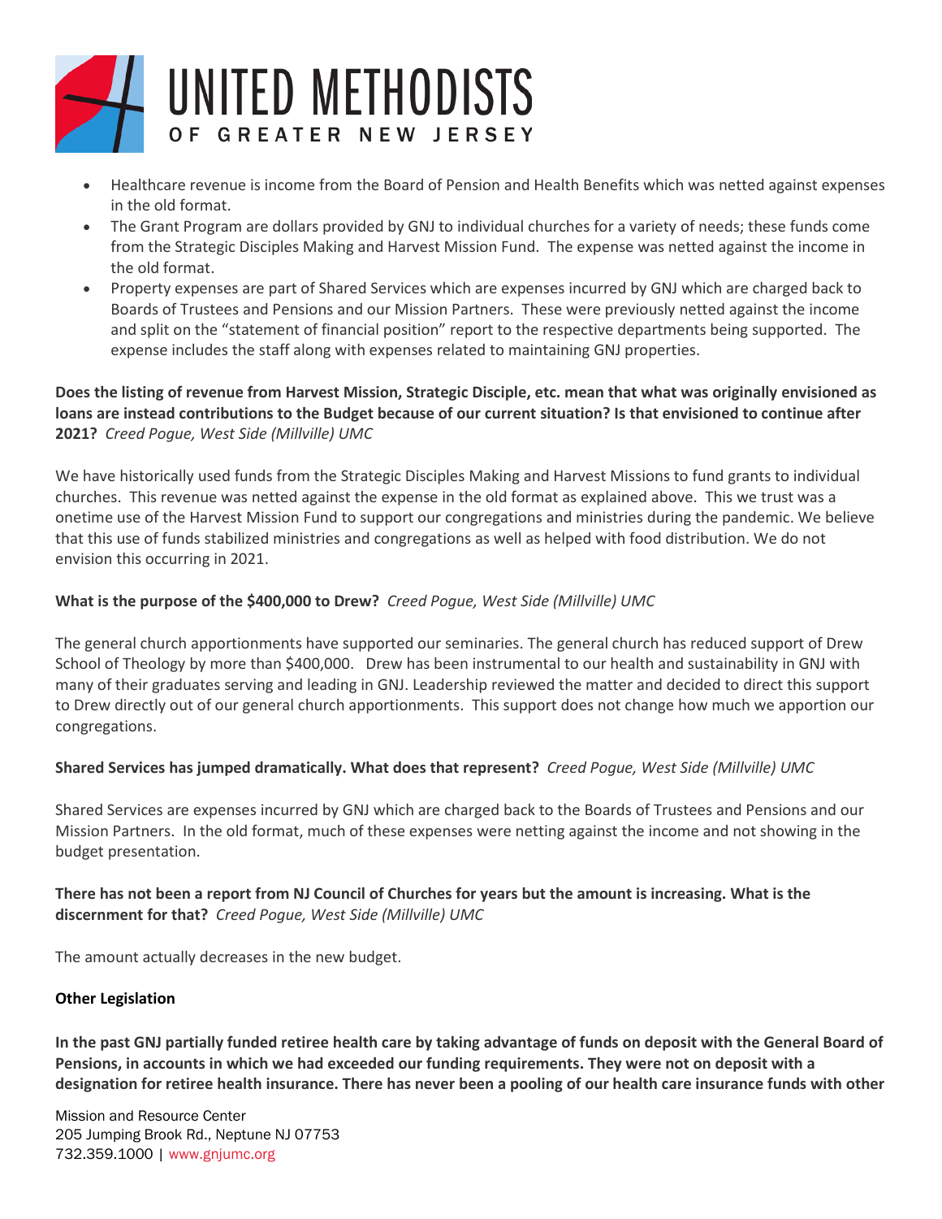- Healthcare revenue is income from the Board of Pension and Health Benefits which was netted against expenses in the old format.
- The Grant Program are dollars provided by GNJ to individual churches for a variety of needs; these funds come from the Strategic Disciples Making and Harvest Mission Fund. The expense was netted against the income in the old format.
- Property expenses are part of Shared Services which are expenses incurred by GNJ which are charged back to Boards of Trustees and Pensions and our Mission Partners. These were previously netted against the income and split on the "statement of financial position" report to the respective departments being supported. The expense includes the staff along with expenses related to maintaining GNJ properties.

**Does the listing of revenue from Harvest Mission, Strategic Disciple, etc. mean that what was originally envisioned as loans are instead contributions to the Budget because of our current situation? Is that envisioned to continue after 2021?** *Creed Pogue, West Side (Millville) UMC*

We have historically used funds from the Strategic Disciples Making and Harvest Missions to fund grants to individual churches. This revenue was netted against the expense in the old format as explained above. This we trust was a onetime use of the Harvest Mission Fund to support our congregations and ministries during the pandemic. We believe that this use of funds stabilized ministries and congregations as well as helped with food distribution. We do not envision this occurring in 2021.

**What is the purpose of the $400,000 to Drew?** *Creed Pogue, West Side (Millville) UMC*

The general church apportionments have supported our seminaries. The general church has reduced support of Drew School of Theology by more than $400,000. Drew has been instrumental to our health and sustainability in GNJ with many of their graduates serving and leading in GNJ. Leadership reviewed the matter and decided to direct this support to Drew directly out of our general church apportionments. This support does not change how much we apportion our congregations.

**Shared Services has jumped dramatically. What does that represent?** *Creed Pogue, West Side (Millville) UMC*

Shared Services are expenses incurred by GNJ which are charged back to the Boards of Trustees and Pensions and our Mission Partners. In the old format, much of these expenses were netting against the income and not showing in the budget presentation.

**There has not been a report from NJ Council of Churches for years but the amount is increasing. What is the discernment for that?** *Creed Pogue, West Side (Millville) UMC*

The amount actually decreases in the new budget.

**Other Legislation**

**In the past GNJ partially funded retiree health care by taking advantage of funds on deposit with the General Board of Pensions, in accounts in which we had exceeded our funding requirements. They were not on deposit with a designation for retiree health insurance. There has never been a pooling of our health care insurance funds with other**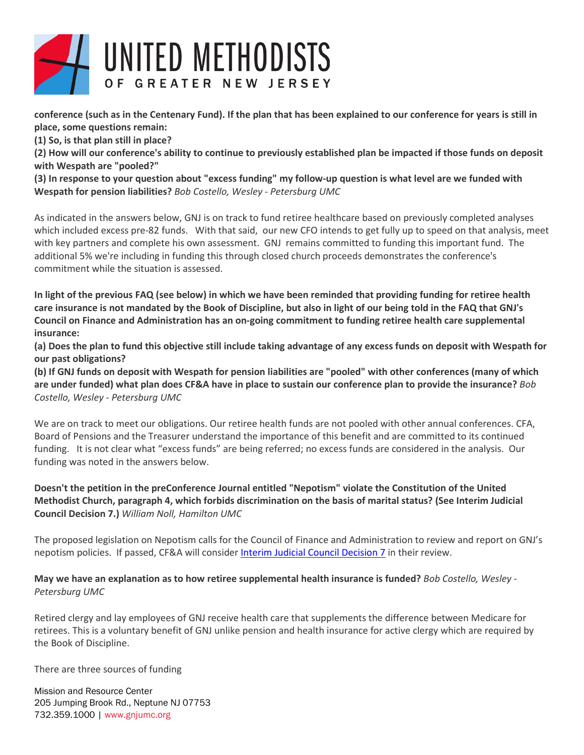**conference (such as in the Centenary Fund). If the plan that has been explained to our conference for years is still in place, some questions remain:**
**(1) So, is that plan still in place?**
**(2) How will our conference's ability to continue to previously established plan be impacted if those funds on deposit with Wespath are "pooled?"**
**(3) In response to your question about "excess funding" my follow-up question is what level are we funded with Wespath for pension liabilities?** *Bob Costello, Wesley - Petersburg UMC*

As indicated in the answers below, GNJ is on track to fund retiree healthcare based on previously completed analyses which included excess pre-82 funds. With that said, our new CFO intends to get fully up to speed on that analysis, meet with key partners and complete his own assessment. GNJ remains committed to funding this important fund. The additional 5% we're including in funding this through closed church proceeds demonstrates the conference's commitment while the situation is assessed.

**In light of the previous FAQ (see below) in which we have been reminded that providing funding for retiree health care insurance is not mandated by the Book of Discipline, but also in light of our being told in the FAQ that GNJ's Council on Finance and Administration has an on-going commitment to funding retiree health care supplemental insurance:**
**(a) Does the plan to fund this objective still include taking advantage of any excess funds on deposit with Wespath for our past obligations?**
**(b) If GNJ funds on deposit with Wespath for pension liabilities are "pooled" with other conferences (many of which are under funded) what plan does CF&A have in place to sustain our conference plan to provide the insurance?** *Bob Costello, Wesley - Petersburg UMC*

We are on track to meet our obligations. Our retiree health funds are not pooled with other annual conferences. CFA, Board of Pensions and the Treasurer understand the importance of this benefit and are committed to its continued funding. It is not clear what "excess funds" are being referred; no excess funds are considered in the analysis. Our funding was noted in the answers below.

**Doesn't the petition in the preConference Journal entitled "Nepotism" violate the Constitution of the United Methodist Church, paragraph 4, which forbids discrimination on the basis of marital status? (See Interim Judicial Council Decision 7.)** *William Noll, Hamilton UMC*

The proposed legislation on Nepotism calls for the Council of Finance and Administration to review and report on GNJ's nepotism policies. If passed, CF&A will consider Interim Judicial Council Decision 7 in their review.

**May we have an explanation as to how retiree supplemental health insurance is funded?** *Bob Costello, Wesley - Petersburg UMC*

Retired clergy and lay employees of GNJ receive health care that supplements the difference between Medicare for retirees. This is a voluntary benefit of GNJ unlike pension and health insurance for active clergy which are required by the Book of Discipline.

There are three sources of funding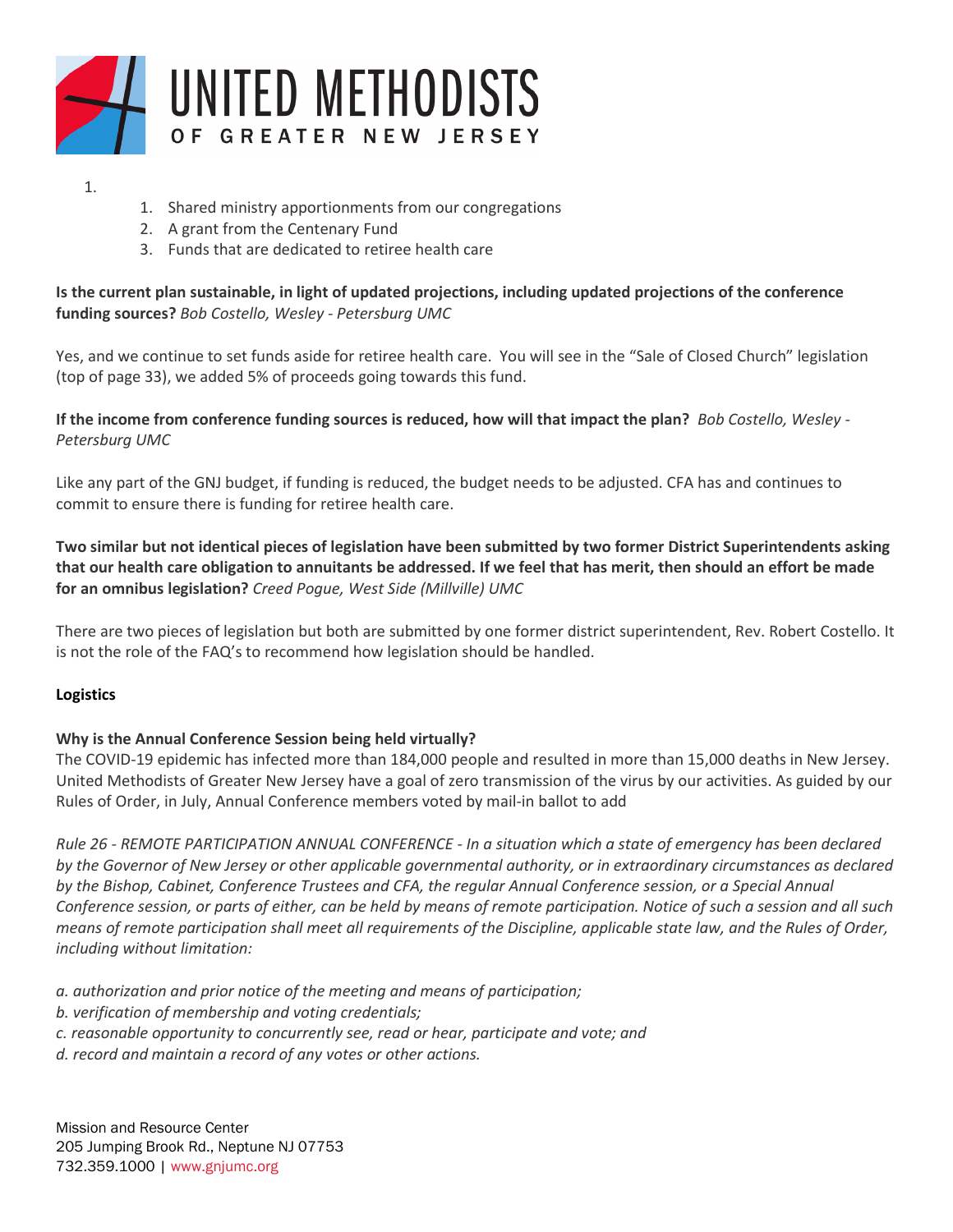1.
   1. Shared ministry apportionments from our congregations
   2. A grant from the Centenary Fund
   3. Funds that are dedicated to retiree health care

**Is the current plan sustainable, in light of updated projections, including updated projections of the conference funding sources?** *Bob Costello, Wesley - Petersburg UMC*

Yes, and we continue to set funds aside for retiree health care. You will see in the "Sale of Closed Church" legislation (top of page 33), we added 5% of proceeds going towards this fund.

**If the income from conference funding sources is reduced, how will that impact the plan?** *Bob Costello, Wesley - Petersburg UMC*

Like any part of the GNJ budget, if funding is reduced, the budget needs to be adjusted. CFA has and continues to commit to ensure there is funding for retiree health care.

**Two similar but not identical pieces of legislation have been submitted by two former District Superintendents asking that our health care obligation to annuitants be addressed. If we feel that has merit, then should an effort be made for an omnibus legislation?** *Creed Pogue, West Side (Millville) UMC*

There are two pieces of legislation but both are submitted by one former district superintendent, Rev. Robert Costello. It is not the role of the FAQ's to recommend how legislation should be handled.

**Logistics**

**Why is the Annual Conference Session being held virtually?**
The COVID-19 epidemic has infected more than 184,000 people and resulted in more than 15,000 deaths in New Jersey. United Methodists of Greater New Jersey have a goal of zero transmission of the virus by our activities. As guided by our Rules of Order, in July, Annual Conference members voted by mail-in ballot to add

*Rule 26 - REMOTE PARTICIPATION ANNUAL CONFERENCE - In a situation which a state of emergency has been declared by the Governor of New Jersey or other applicable governmental authority, or in extraordinary circumstances as declared by the Bishop, Cabinet, Conference Trustees and CFA, the regular Annual Conference session, or a Special Annual Conference session, or parts of either, can be held by means of remote participation. Notice of such a session and all such means of remote participation shall meet all requirements of the Discipline, applicable state law, and the Rules of Order, including without limitation:*

*a. authorization and prior notice of the meeting and means of participation;*
*b. verification of membership and voting credentials;*
*c. reasonable opportunity to concurrently see, read or hear, participate and vote; and*
*d. record and maintain a record of any votes or other actions.*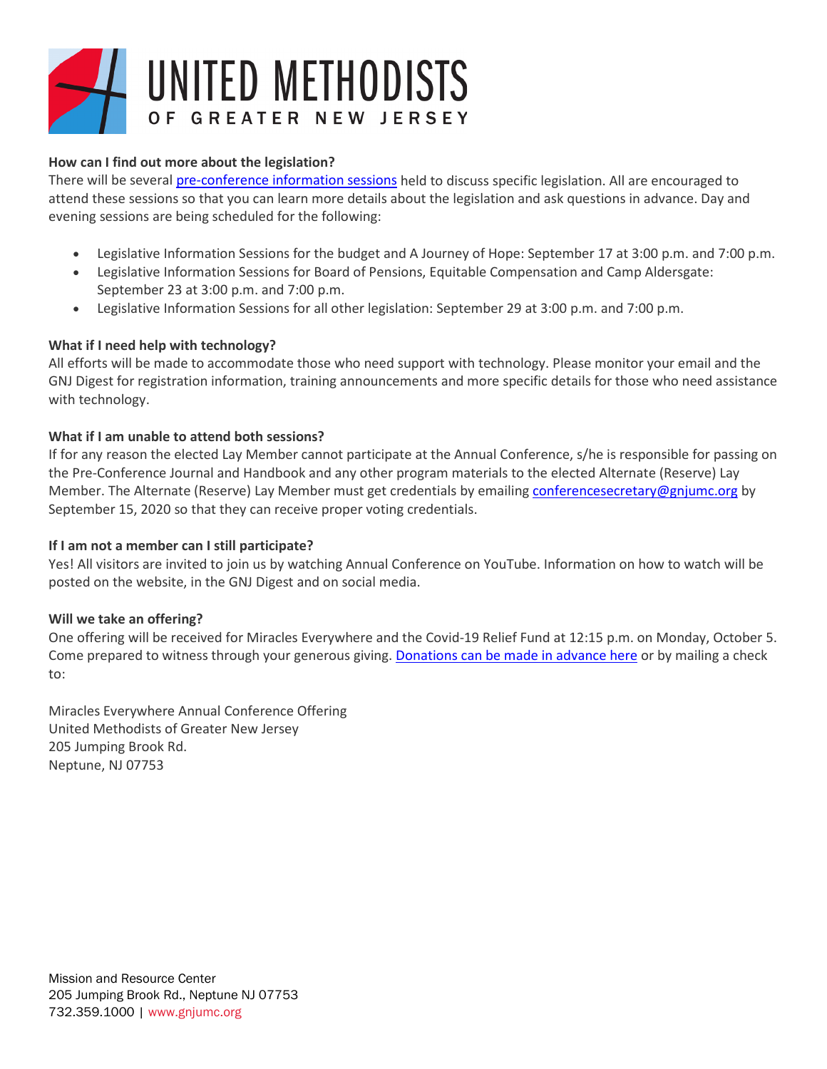**How can I find out more about the legislation?**
There will be several pre-conference information sessions held to discuss specific legislation. All are encouraged to attend these sessions so that you can learn more details about the legislation and ask questions in advance. Day and evening sessions are being scheduled for the following:

- Legislative Information Sessions for the budget and A Journey of Hope: September 17 at 3:00 p.m. and 7:00 p.m.
- Legislative Information Sessions for Board of Pensions, Equitable Compensation and Camp Aldersgate: September 23 at 3:00 p.m. and 7:00 p.m.
- Legislative Information Sessions for all other legislation: September 29 at 3:00 p.m. and 7:00 p.m.

**What if I need help with technology?**
All efforts will be made to accommodate those who need support with technology. Please monitor your email and the GNJ Digest for registration information, training announcements and more specific details for those who need assistance with technology.

**What if I am unable to attend both sessions?**
If for any reason the elected Lay Member cannot participate at the Annual Conference, s/he is responsible for passing on the Pre-Conference Journal and Handbook and any other program materials to the elected Alternate (Reserve) Lay Member. The Alternate (Reserve) Lay Member must get credentials by emailing conferencesecretary@gnjumc.org by September 15, 2020 so that they can receive proper voting credentials.

**If I am not a member can I still participate?**
Yes! All visitors are invited to join us by watching Annual Conference on YouTube. Information on how to watch will be posted on the website, in the GNJ Digest and on social media.

**Will we take an offering?**
One offering will be received for Miracles Everywhere and the Covid-19 Relief Fund at 12:15 p.m. on Monday, October 5. Come prepared to witness through your generous giving. Donations can be made in advance here or by mailing a check to:

Miracles Everywhere Annual Conference Offering
United Methodists of Greater New Jersey
205 Jumping Brook Rd.
Neptune, NJ 07753